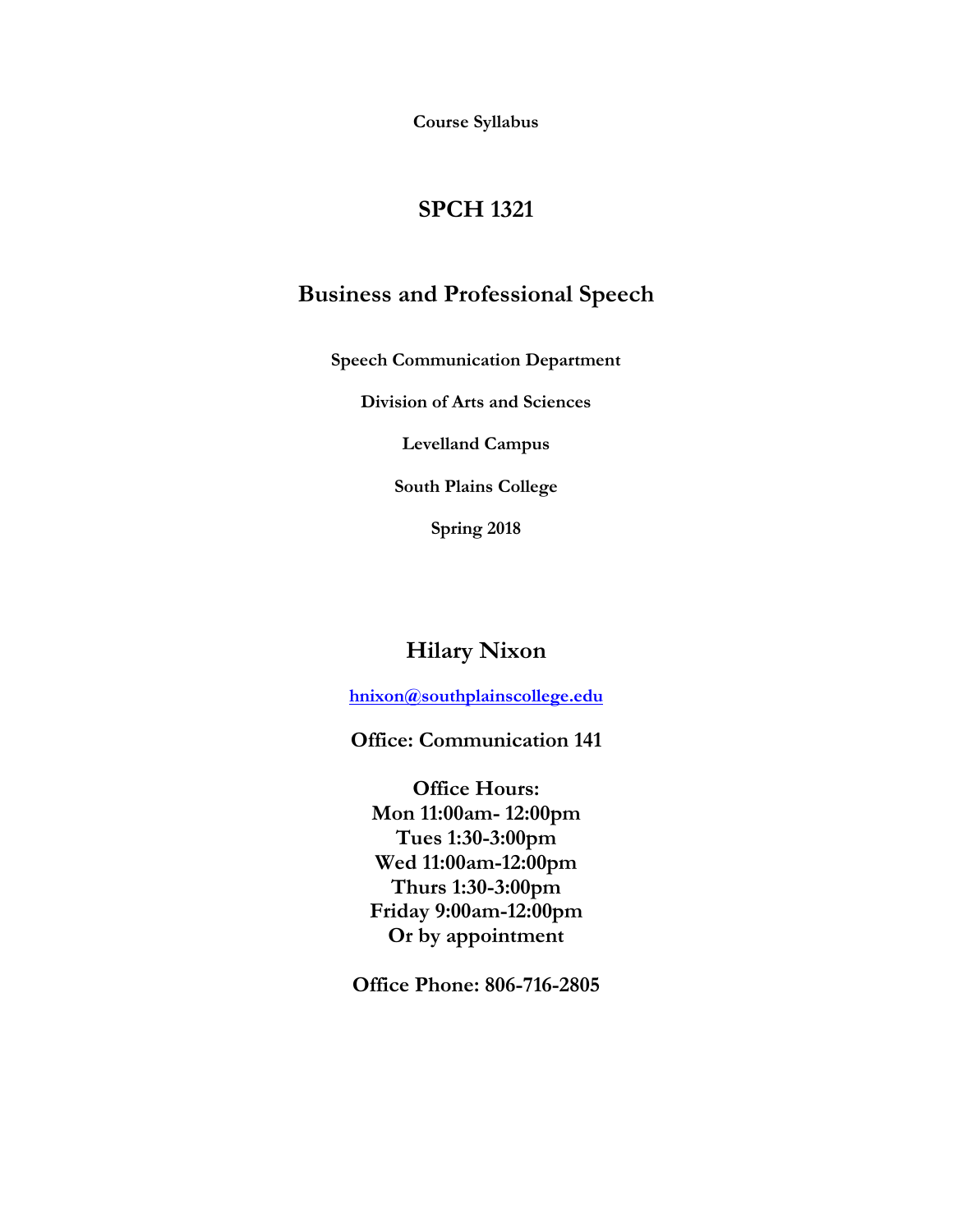**Course Syllabus**

# SPCH 1321

## Business and Professional Speech

**Speech Communication Department**

**Division of Arts and Sciences**

**Levelland Campus**

**South Plains College**

**Spring 2018**

## Hilary Nixon

**hnixon@southplainscollege.edu**

**Office: Communication 141**

**Office Hours:**
**Mon 11:00am- 12:00pm**
**Tues 1:30-3:00pm**
**Wed 11:00am-12:00pm**
**Thurs 1:30-3:00pm**
**Friday 9:00am-12:00pm**
**Or by appointment**

**Office Phone: 806-716-2805**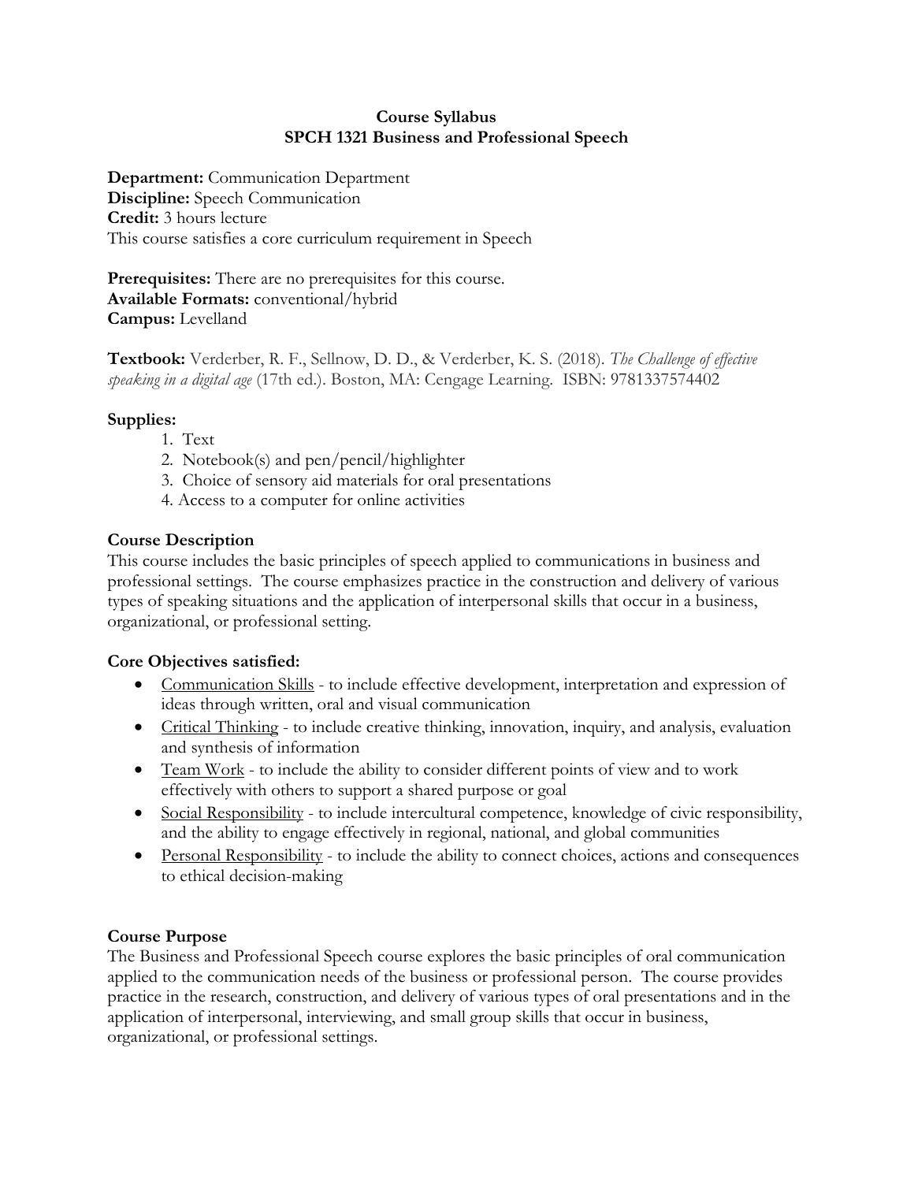**Course Syllabus**
**SPCH 1321 Business and Professional Speech**

**Department:** Communication Department
**Discipline:** Speech Communication
**Credit:** 3 hours lecture
This course satisfies a core curriculum requirement in Speech

**Prerequisites:** There are no prerequisites for this course.
**Available Formats:** conventional/hybrid
**Campus:** Levelland

**Textbook:** Verderber, R. F., Sellnow, D. D., & Verderber, K. S. (2018). *The Challenge of effective speaking in a digital age* (17th ed.). Boston, MA: Cengage Learning. ISBN: 9781337574402

**Supplies:**

1. Text
2. Notebook(s) and pen/pencil/highlighter
3. Choice of sensory aid materials for oral presentations
4. Access to a computer for online activities

**Course Description**

This course includes the basic principles of speech applied to communications in business and professional settings. The course emphasizes practice in the construction and delivery of various types of speaking situations and the application of interpersonal skills that occur in a business, organizational, or professional setting.

**Core Objectives satisfied:**

- Communication Skills - to include effective development, interpretation and expression of ideas through written, oral and visual communication
- Critical Thinking - to include creative thinking, innovation, inquiry, and analysis, evaluation and synthesis of information
- Team Work - to include the ability to consider different points of view and to work effectively with others to support a shared purpose or goal
- Social Responsibility - to include intercultural competence, knowledge of civic responsibility, and the ability to engage effectively in regional, national, and global communities
- Personal Responsibility - to include the ability to connect choices, actions and consequences to ethical decision-making

**Course Purpose**

The Business and Professional Speech course explores the basic principles of oral communication applied to the communication needs of the business or professional person. The course provides practice in the research, construction, and delivery of various types of oral presentations and in the application of interpersonal, interviewing, and small group skills that occur in business, organizational, or professional settings.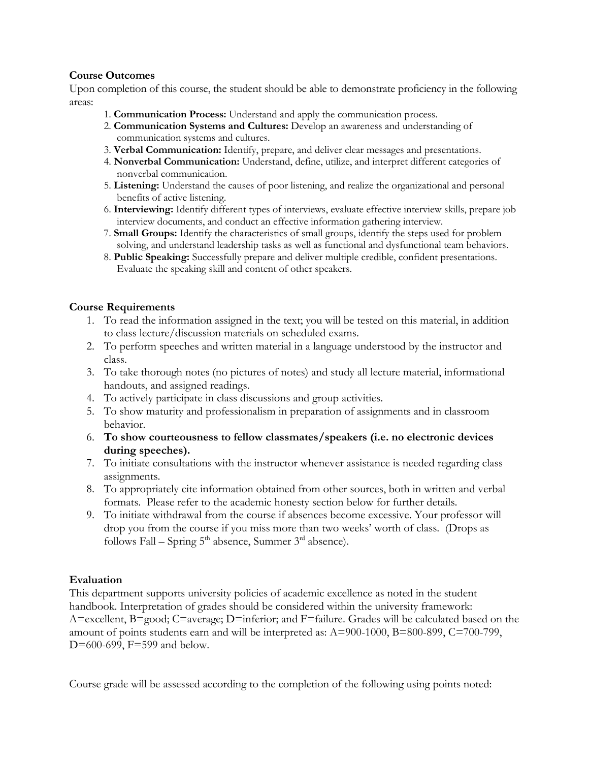**Course Outcomes**

Upon completion of this course, the student should be able to demonstrate proficiency in the following areas:

1. **Communication Process:** Understand and apply the communication process.
2. **Communication Systems and Cultures:** Develop an awareness and understanding of communication systems and cultures.
3. **Verbal Communication:** Identify, prepare, and deliver clear messages and presentations.
4. **Nonverbal Communication:** Understand, define, utilize, and interpret different categories of nonverbal communication.
5. **Listening:** Understand the causes of poor listening, and realize the organizational and personal benefits of active listening.
6. **Interviewing:** Identify different types of interviews, evaluate effective interview skills, prepare job interview documents, and conduct an effective information gathering interview.
7. **Small Groups:** Identify the characteristics of small groups, identify the steps used for problem solving, and understand leadership tasks as well as functional and dysfunctional team behaviors.
8. **Public Speaking:** Successfully prepare and deliver multiple credible, confident presentations. Evaluate the speaking skill and content of other speakers.

**Course Requirements**

1. To read the information assigned in the text; you will be tested on this material, in addition to class lecture/discussion materials on scheduled exams.
2. To perform speeches and written material in a language understood by the instructor and class.
3. To take thorough notes (no pictures of notes) and study all lecture material, informational handouts, and assigned readings.
4. To actively participate in class discussions and group activities.
5. To show maturity and professionalism in preparation of assignments and in classroom behavior.
6. **To show courteousness to fellow classmates/speakers (i.e. no electronic devices during speeches).**
7. To initiate consultations with the instructor whenever assistance is needed regarding class assignments.
8. To appropriately cite information obtained from other sources, both in written and verbal formats. Please refer to the academic honesty section below for further details.
9. To initiate withdrawal from the course if absences become excessive. Your professor will drop you from the course if you miss more than two weeks' worth of class. (Drops as follows Fall – Spring 5th absence, Summer 3rd absence).

**Evaluation**

This department supports university policies of academic excellence as noted in the student handbook. Interpretation of grades should be considered within the university framework: A=excellent, B=good; C=average; D=inferior; and F=failure. Grades will be calculated based on the amount of points students earn and will be interpreted as: A=900-1000, B=800-899, C=700-799, D=600-699, F=599 and below.

Course grade will be assessed according to the completion of the following using points noted: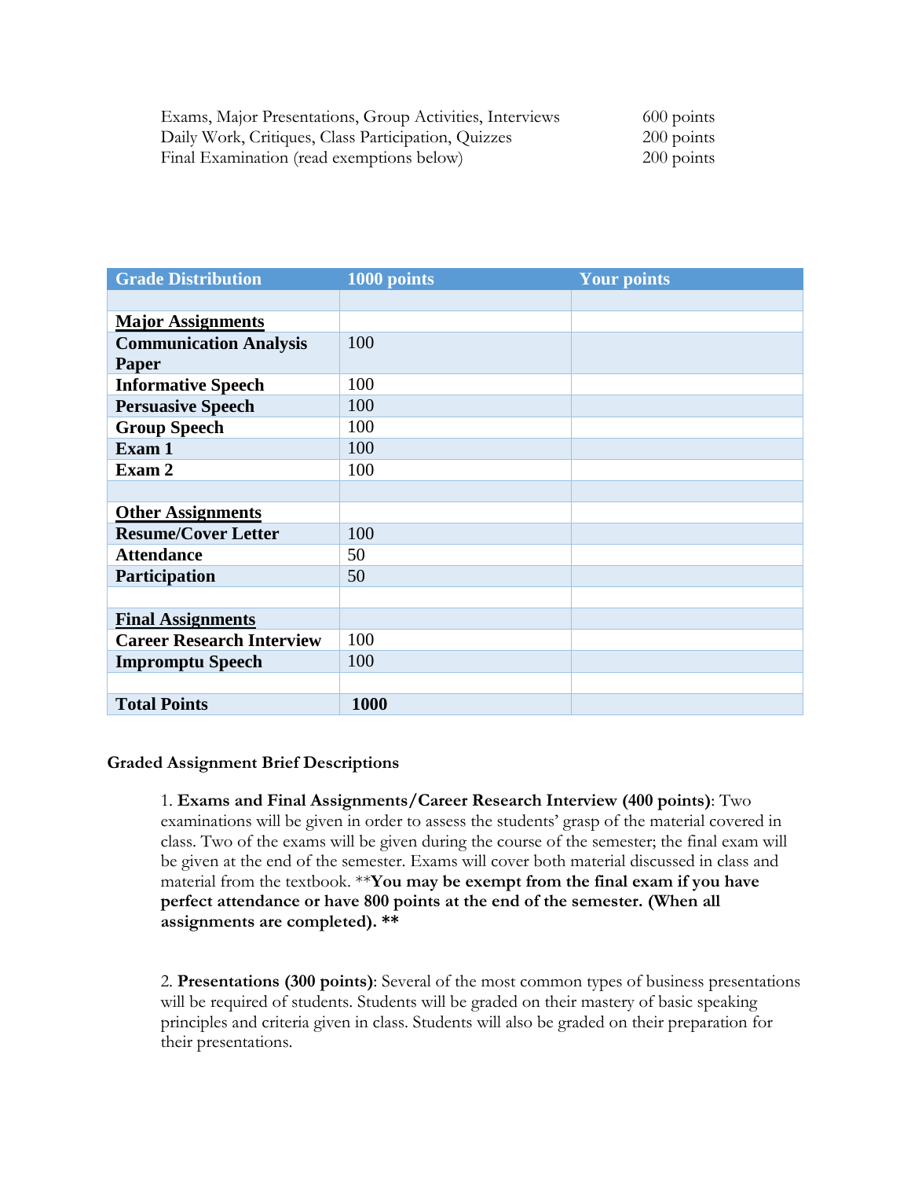| | |
|---|---|
| Exams, Major Presentations, Group Activities, Interviews | 600 points |
| Daily Work, Critiques, Class Participation, Quizzes | 200 points |
| Final Examination (read exemptions below) | 200 points |

| Grade Distribution | 1000 points | Your points |
|---|---|---|
| | | |
| **Major Assignments** | | |
| **Communication Analysis Paper** | 100 | |
| **Informative Speech** | 100 | |
| **Persuasive Speech** | 100 | |
| **Group Speech** | 100 | |
| **Exam 1** | 100 | |
| **Exam 2** | 100 | |
| | | |
| **Other Assignments** | | |
| **Resume/Cover Letter** | 100 | |
| **Attendance** | 50 | |
| **Participation** | 50 | |
| | | |
| **Final Assignments** | | |
| **Career Research Interview** | 100 | |
| **Impromptu Speech** | 100 | |
| | | |
| **Total Points** | **1000** | |

**Graded Assignment Brief Descriptions**

1. **Exams and Final Assignments/Career Research Interview (400 points)**: Two examinations will be given in order to assess the students' grasp of the material covered in class. Two of the exams will be given during the course of the semester; the final exam will be given at the end of the semester. Exams will cover both material discussed in class and material from the textbook. ****You may be exempt from the final exam if you have perfect attendance or have 800 points at the end of the semester. (When all assignments are completed). ****

2. **Presentations (300 points)**: Several of the most common types of business presentations will be required of students. Students will be graded on their mastery of basic speaking principles and criteria given in class. Students will also be graded on their preparation for their presentations.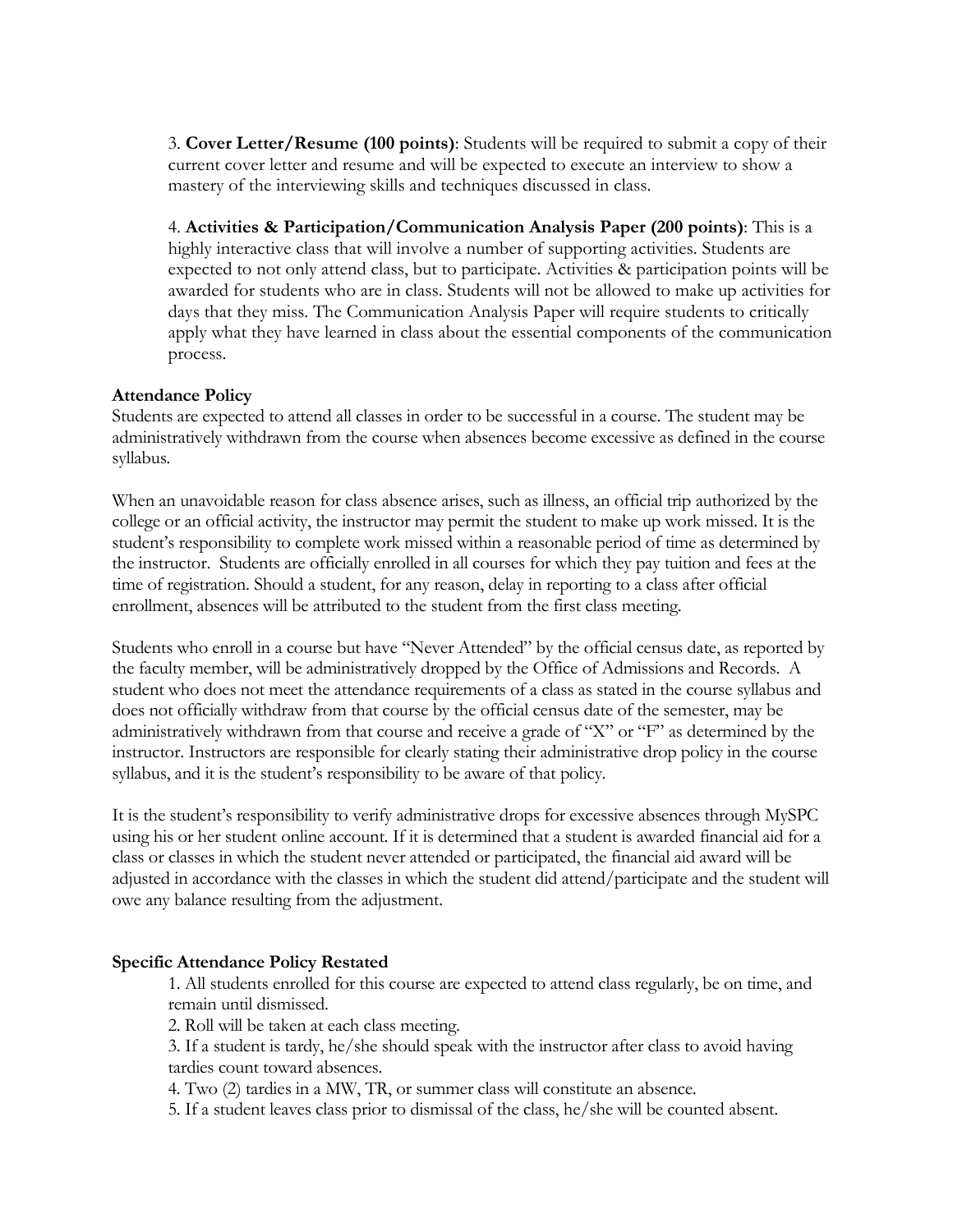3. **Cover Letter/Resume (100 points)**: Students will be required to submit a copy of their current cover letter and resume and will be expected to execute an interview to show a mastery of the interviewing skills and techniques discussed in class.

4. **Activities & Participation/Communication Analysis Paper (200 points)**: This is a highly interactive class that will involve a number of supporting activities. Students are expected to not only attend class, but to participate. Activities & participation points will be awarded for students who are in class. Students will not be allowed to make up activities for days that they miss. The Communication Analysis Paper will require students to critically apply what they have learned in class about the essential components of the communication process.

**Attendance Policy**

Students are expected to attend all classes in order to be successful in a course. The student may be administratively withdrawn from the course when absences become excessive as defined in the course syllabus.

When an unavoidable reason for class absence arises, such as illness, an official trip authorized by the college or an official activity, the instructor may permit the student to make up work missed. It is the student's responsibility to complete work missed within a reasonable period of time as determined by the instructor. Students are officially enrolled in all courses for which they pay tuition and fees at the time of registration. Should a student, for any reason, delay in reporting to a class after official enrollment, absences will be attributed to the student from the first class meeting.

Students who enroll in a course but have "Never Attended" by the official census date, as reported by the faculty member, will be administratively dropped by the Office of Admissions and Records. A student who does not meet the attendance requirements of a class as stated in the course syllabus and does not officially withdraw from that course by the official census date of the semester, may be administratively withdrawn from that course and receive a grade of "X" or "F" as determined by the instructor. Instructors are responsible for clearly stating their administrative drop policy in the course syllabus, and it is the student's responsibility to be aware of that policy.

It is the student's responsibility to verify administrative drops for excessive absences through MySPC using his or her student online account. If it is determined that a student is awarded financial aid for a class or classes in which the student never attended or participated, the financial aid award will be adjusted in accordance with the classes in which the student did attend/participate and the student will owe any balance resulting from the adjustment.

**Specific Attendance Policy Restated**

1. All students enrolled for this course are expected to attend class regularly, be on time, and remain until dismissed.
2. Roll will be taken at each class meeting.
3. If a student is tardy, he/she should speak with the instructor after class to avoid having tardies count toward absences.
4. Two (2) tardies in a MW, TR, or summer class will constitute an absence.
5. If a student leaves class prior to dismissal of the class, he/she will be counted absent.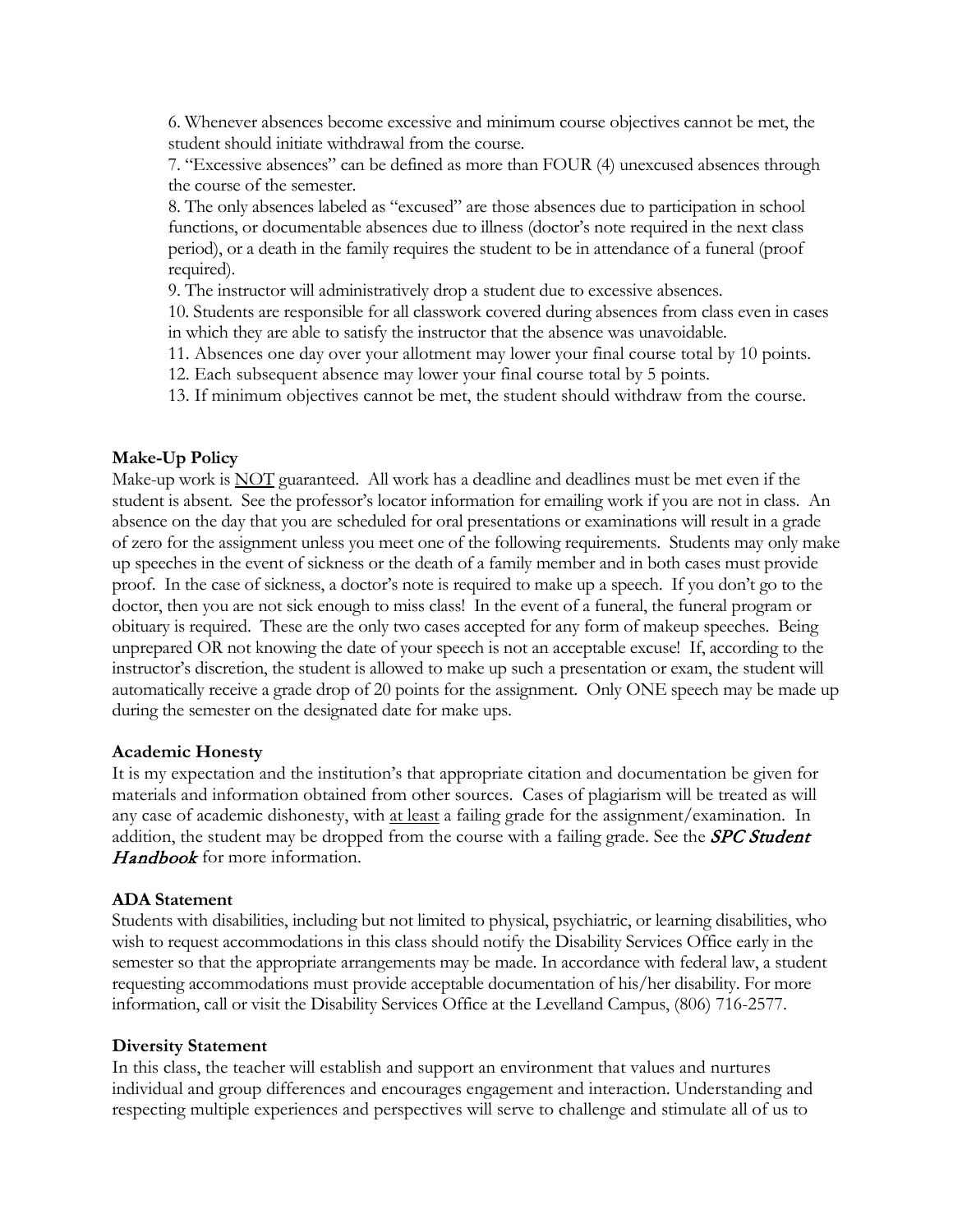6. Whenever absences become excessive and minimum course objectives cannot be met, the student should initiate withdrawal from the course.
7. "Excessive absences" can be defined as more than FOUR (4) unexcused absences through the course of the semester.
8. The only absences labeled as "excused" are those absences due to participation in school functions, or documentable absences due to illness (doctor's note required in the next class period), or a death in the family requires the student to be in attendance of a funeral (proof required).
9. The instructor will administratively drop a student due to excessive absences.
10. Students are responsible for all classwork covered during absences from class even in cases in which they are able to satisfy the instructor that the absence was unavoidable.
11. Absences one day over your allotment may lower your final course total by 10 points.
12. Each subsequent absence may lower your final course total by 5 points.
13. If minimum objectives cannot be met, the student should withdraw from the course.

**Make-Up Policy**

Make-up work is <u>NOT</u> guaranteed. All work has a deadline and deadlines must be met even if the student is absent. See the professor's locator information for emailing work if you are not in class. An absence on the day that you are scheduled for oral presentations or examinations will result in a grade of zero for the assignment unless you meet one of the following requirements. Students may only make up speeches in the event of sickness or the death of a family member and in both cases must provide proof. In the case of sickness, a doctor's note is required to make up a speech. If you don't go to the doctor, then you are not sick enough to miss class! In the event of a funeral, the funeral program or obituary is required. These are the only two cases accepted for any form of makeup speeches. Being unprepared OR not knowing the date of your speech is not an acceptable excuse! If, according to the instructor's discretion, the student is allowed to make up such a presentation or exam, the student will automatically receive a grade drop of 20 points for the assignment. Only ONE speech may be made up during the semester on the designated date for make ups.

**Academic Honesty**

It is my expectation and the institution's that appropriate citation and documentation be given for materials and information obtained from other sources. Cases of plagiarism will be treated as will any case of academic dishonesty, with <u>at least</u> a failing grade for the assignment/examination. In addition, the student may be dropped from the course with a failing grade. See the ***SPC Student Handbook*** for more information.

**ADA Statement**

Students with disabilities, including but not limited to physical, psychiatric, or learning disabilities, who wish to request accommodations in this class should notify the Disability Services Office early in the semester so that the appropriate arrangements may be made. In accordance with federal law, a student requesting accommodations must provide acceptable documentation of his/her disability. For more information, call or visit the Disability Services Office at the Levelland Campus, (806) 716-2577.

**Diversity Statement**

In this class, the teacher will establish and support an environment that values and nurtures individual and group differences and encourages engagement and interaction. Understanding and respecting multiple experiences and perspectives will serve to challenge and stimulate all of us to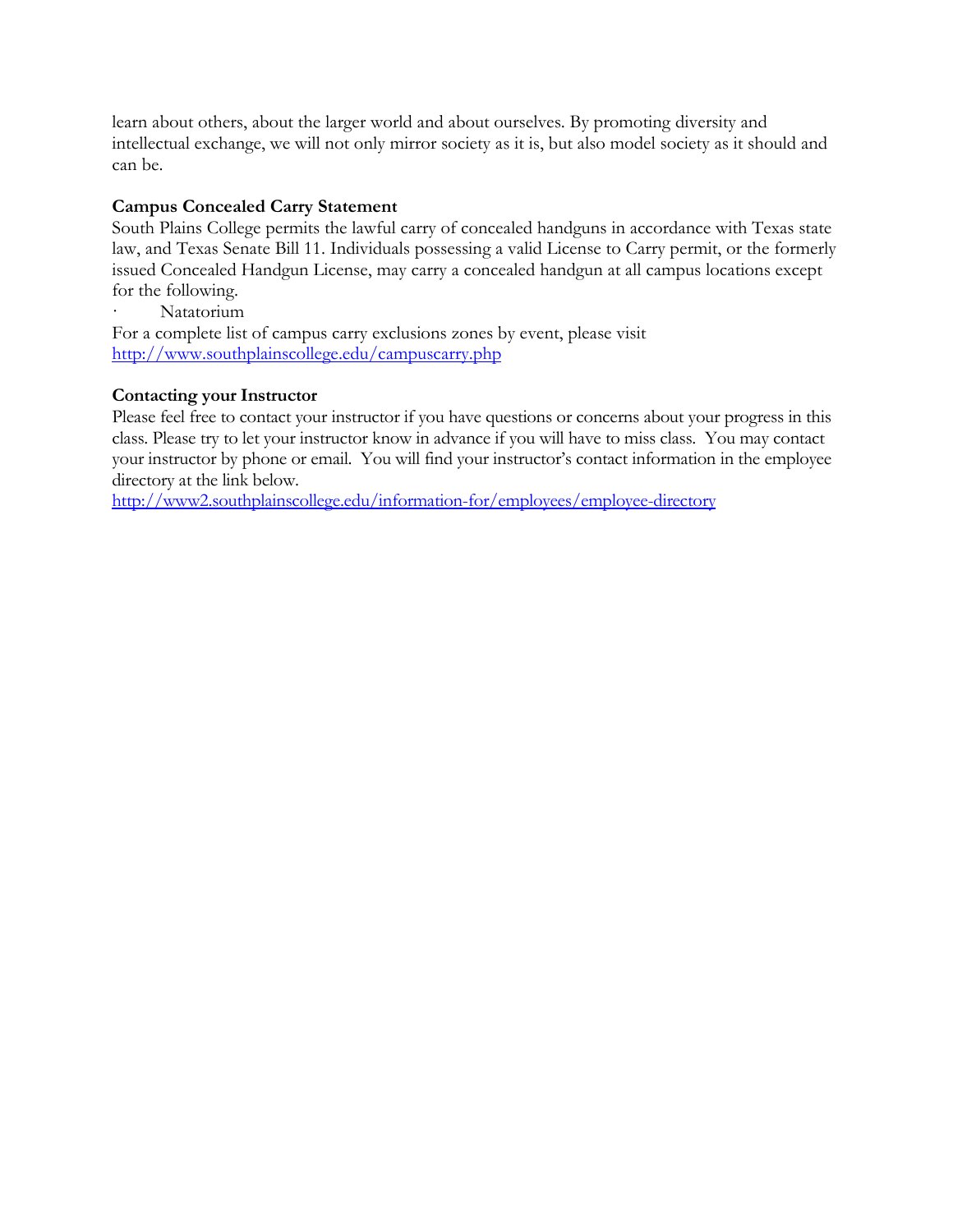learn about others, about the larger world and about ourselves. By promoting diversity and intellectual exchange, we will not only mirror society as it is, but also model society as it should and can be.

**Campus Concealed Carry Statement**

South Plains College permits the lawful carry of concealed handguns in accordance with Texas state law, and Texas Senate Bill 11. Individuals possessing a valid License to Carry permit, or the formerly issued Concealed Handgun License, may carry a concealed handgun at all campus locations except for the following.

- Natatorium

For a complete list of campus carry exclusions zones by event, please visit http://www.southplainscollege.edu/campuscarry.php

**Contacting your Instructor**

Please feel free to contact your instructor if you have questions or concerns about your progress in this class. Please try to let your instructor know in advance if you will have to miss class. You may contact your instructor by phone or email. You will find your instructor's contact information in the employee directory at the link below.

http://www2.southplainscollege.edu/information-for/employees/employee-directory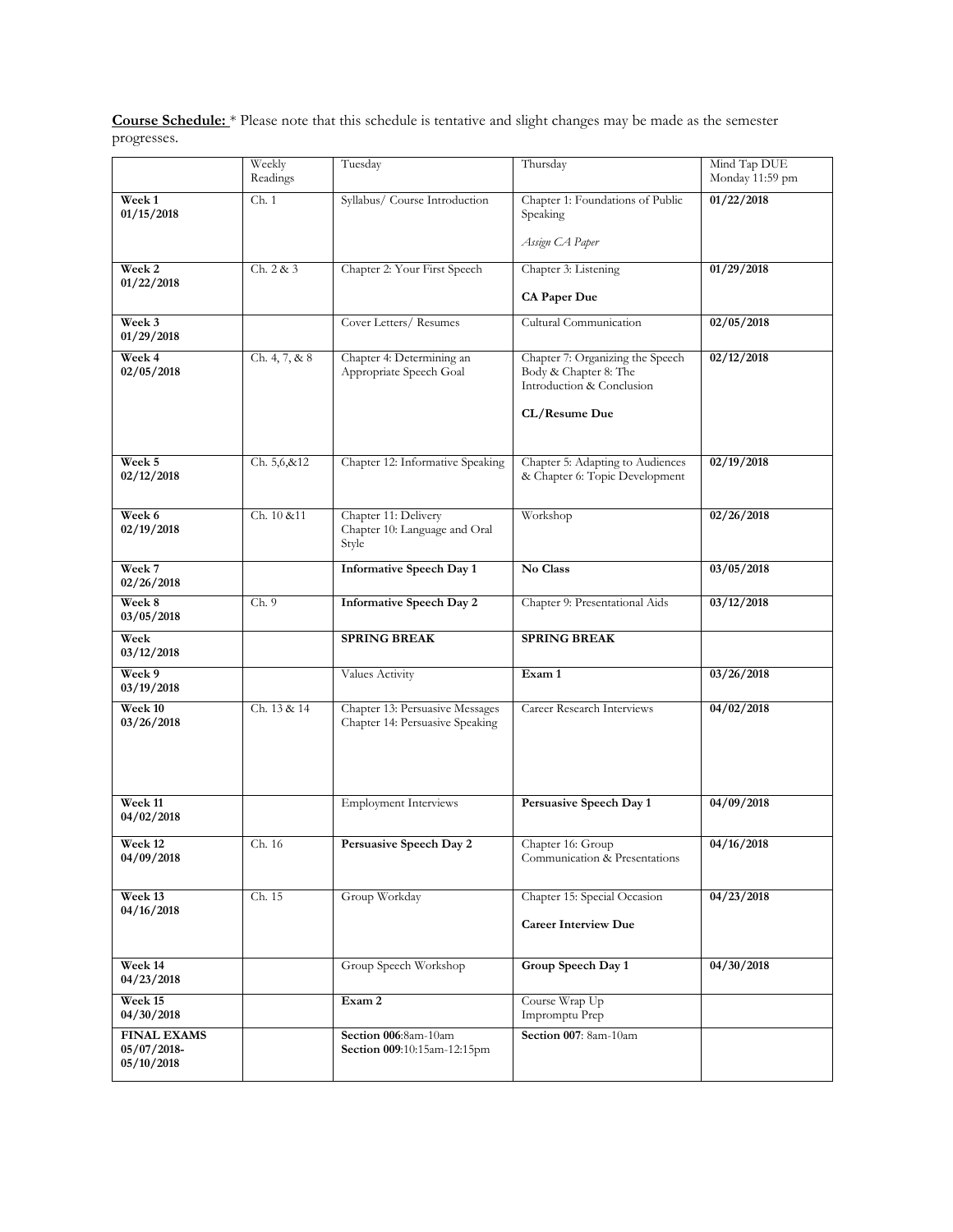**Course Schedule:** * Please note that this schedule is tentative and slight changes may be made as the semester progresses.

| | Weekly Readings | Tuesday | Thursday | Mind Tap DUE Monday 11:59 pm |
|---|---|---|---|---|
| **Week 1 01/15/2018** | Ch. 1 | Syllabus/ Course Introduction | Chapter 1: Foundations of Public Speaking<br><br>*Assign CA Paper* | **01/22/2018** |
| **Week 2 01/22/2018** | Ch. 2 & 3 | Chapter 2: Your First Speech | Chapter 3: Listening<br><br>**CA Paper Due** | **01/29/2018** |
| **Week 3 01/29/2018** | | Cover Letters/ Resumes | Cultural Communication | **02/05/2018** |
| **Week 4 02/05/2018** | Ch. 4, 7, & 8 | Chapter 4: Determining an Appropriate Speech Goal | Chapter 7: Organizing the Speech Body & Chapter 8: The Introduction & Conclusion<br><br>**CL/Resume Due** | **02/12/2018** |
| **Week 5 02/12/2018** | Ch. 5,6,&12 | Chapter 12: Informative Speaking | Chapter 5: Adapting to Audiences & Chapter 6: Topic Development | **02/19/2018** |
| **Week 6 02/19/2018** | Ch. 10 &11 | Chapter 11: Delivery<br>Chapter 10: Language and Oral Style | Workshop | **02/26/2018** |
| **Week 7 02/26/2018** | | **Informative Speech Day 1** | **No Class** | **03/05/2018** |
| **Week 8 03/05/2018** | Ch. 9 | **Informative Speech Day 2** | Chapter 9: Presentational Aids | **03/12/2018** |
| **Week 03/12/2018** | | **SPRING BREAK** | **SPRING BREAK** | |
| **Week 9 03/19/2018** | | Values Activity | **Exam 1** | **03/26/2018** |
| **Week 10 03/26/2018** | Ch. 13 & 14 | Chapter 13: Persuasive Messages<br>Chapter 14: Persuasive Speaking | Career Research Interviews | **04/02/2018** |
| **Week 11 04/02/2018** | | Employment Interviews | **Persuasive Speech Day 1** | **04/09/2018** |
| **Week 12 04/09/2018** | Ch. 16 | **Persuasive Speech Day 2** | Chapter 16: Group Communication & Presentations | **04/16/2018** |
| **Week 13 04/16/2018** | Ch. 15 | Group Workday | Chapter 15: Special Occasion<br><br>**Career Interview Due** | **04/23/2018** |
| **Week 14 04/23/2018** | | Group Speech Workshop | **Group Speech Day 1** | **04/30/2018** |
| **Week 15 04/30/2018** | | **Exam 2** | Course Wrap Up<br>Impromptu Prep | |
| **FINAL EXAMS 05/07/2018- 05/10/2018** | | **Section 006**:8am-10am<br>**Section 009**:10:15am-12:15pm | **Section 007**: 8am-10am | |